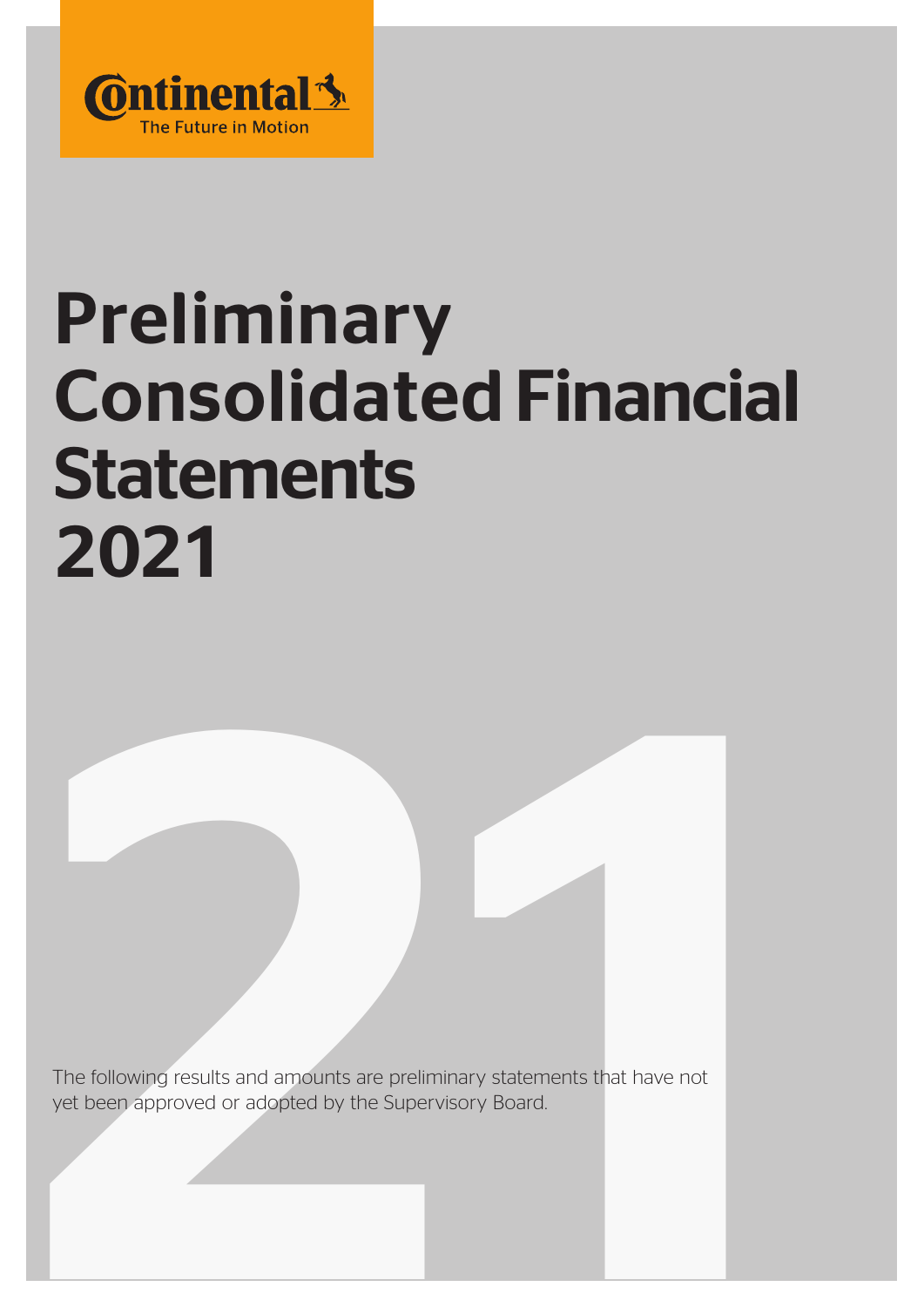Continental
The Future in Motion

# Preliminary Consolidated Financial Statements 2021

The following results and amounts are preliminary statements that have not yet been approved or adopted by the Supervisory Board.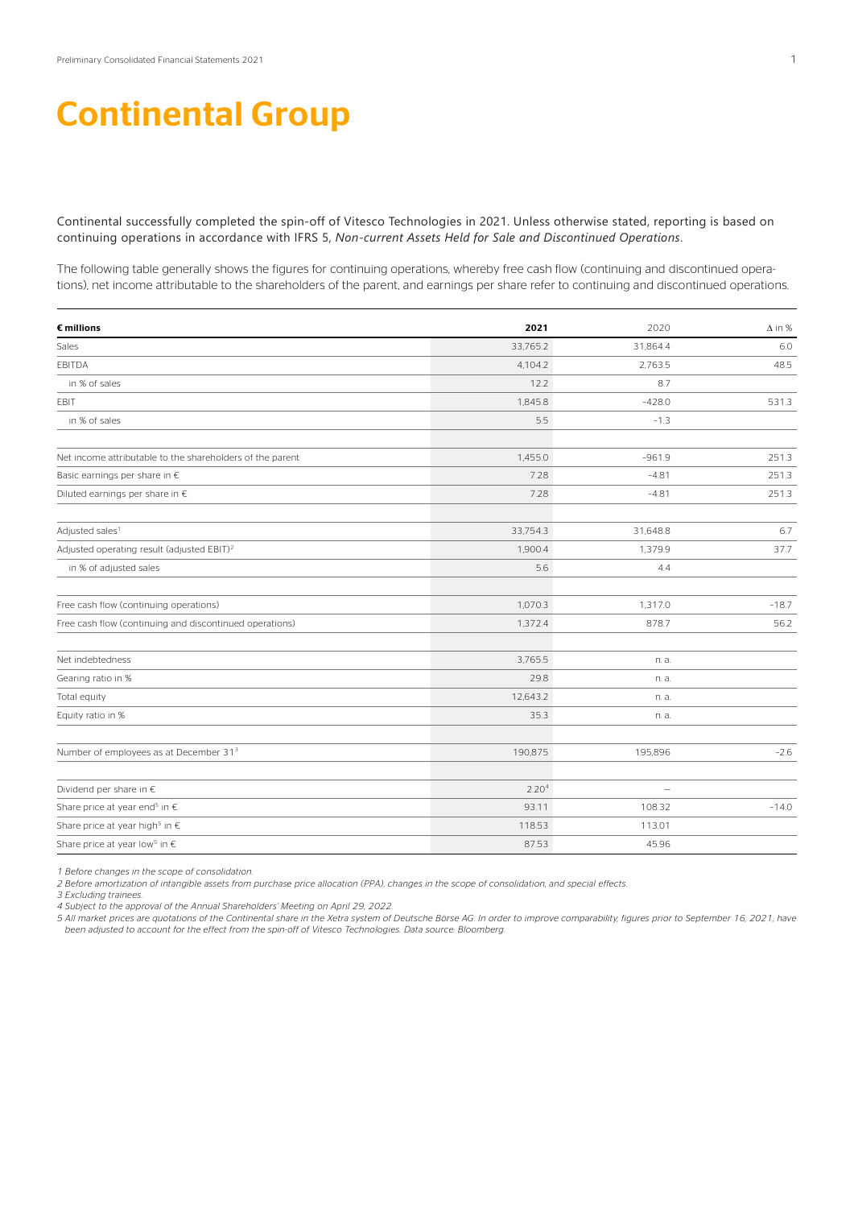# Continental Group

Continental successfully completed the spin-off of Vitesco Technologies in 2021. Unless otherwise stated, reporting is based on continuing operations in accordance with IFRS 5, *Non-current Assets Held for Sale and Discontinued Operations*.

The following table generally shows the figures for continuing operations, whereby free cash flow (continuing and discontinued operations), net income attributable to the shareholders of the parent, and earnings per share refer to continuing and discontinued operations.

| **€ millions** | **2021** | 2020 | Δ in % |
|---|---|---|---|
| Sales | 33,765.2 | 31,864.4 | 6.0 |
| EBITDA | 4,104.2 | 2,763.5 | 48.5 |
| in % of sales | 12.2 | 8.7 | |
| EBIT | 1,845.8 | -428.0 | 531.3 |
| in % of sales | 5.5 | -1.3 | |
| | | | |
| Net income attributable to the shareholders of the parent | 1,455.0 | -961.9 | 251.3 |
| Basic earnings per share in € | 7.28 | -4.81 | 251.3 |
| Diluted earnings per share in € | 7.28 | -4.81 | 251.3 |
| | | | |
| Adjusted sales[1] | 33,754.3 | 31,648.8 | 6.7 |
| Adjusted operating result (adjusted EBIT)[2] | 1,900.4 | 1,379.9 | 37.7 |
| in % of adjusted sales | 5.6 | 4.4 | |
| | | | |
| Free cash flow (continuing operations) | 1,070.3 | 1,317.0 | -18.7 |
| Free cash flow (continuing and discontinued operations) | 1,372.4 | 878.7 | 56.2 |
| | | | |
| Net indebtedness | 3,765.5 | n. a. | |
| Gearing ratio in % | 29.8 | n. a. | |
| Total equity | 12,643.2 | n. a. | |
| Equity ratio in % | 35.3 | n. a. | |
| | | | |
| Number of employees as at December 31[3] | 190,875 | 195,896 | -2.6 |
| | | | |
| Dividend per share in € | 2.20[4] | – | |
| Share price at year end[5] in € | 93.11 | 108.32 | -14.0 |
| Share price at year high[5] in € | 118.53 | 113.01 | |
| Share price at year low[5] in € | 87.53 | 45.96 | |

*1 Before changes in the scope of consolidation.*

*2 Before amortization of intangible assets from purchase price allocation (PPA), changes in the scope of consolidation, and special effects.*

*3 Excluding trainees.*

*4 Subject to the approval of the Annual Shareholders' Meeting on April 29, 2022.*

*5 All market prices are quotations of the Continental share in the Xetra system of Deutsche Börse AG. In order to improve comparability, figures prior to September 16, 2021, have been adjusted to account for the effect from the spin-off of Vitesco Technologies. Data source: Bloomberg.*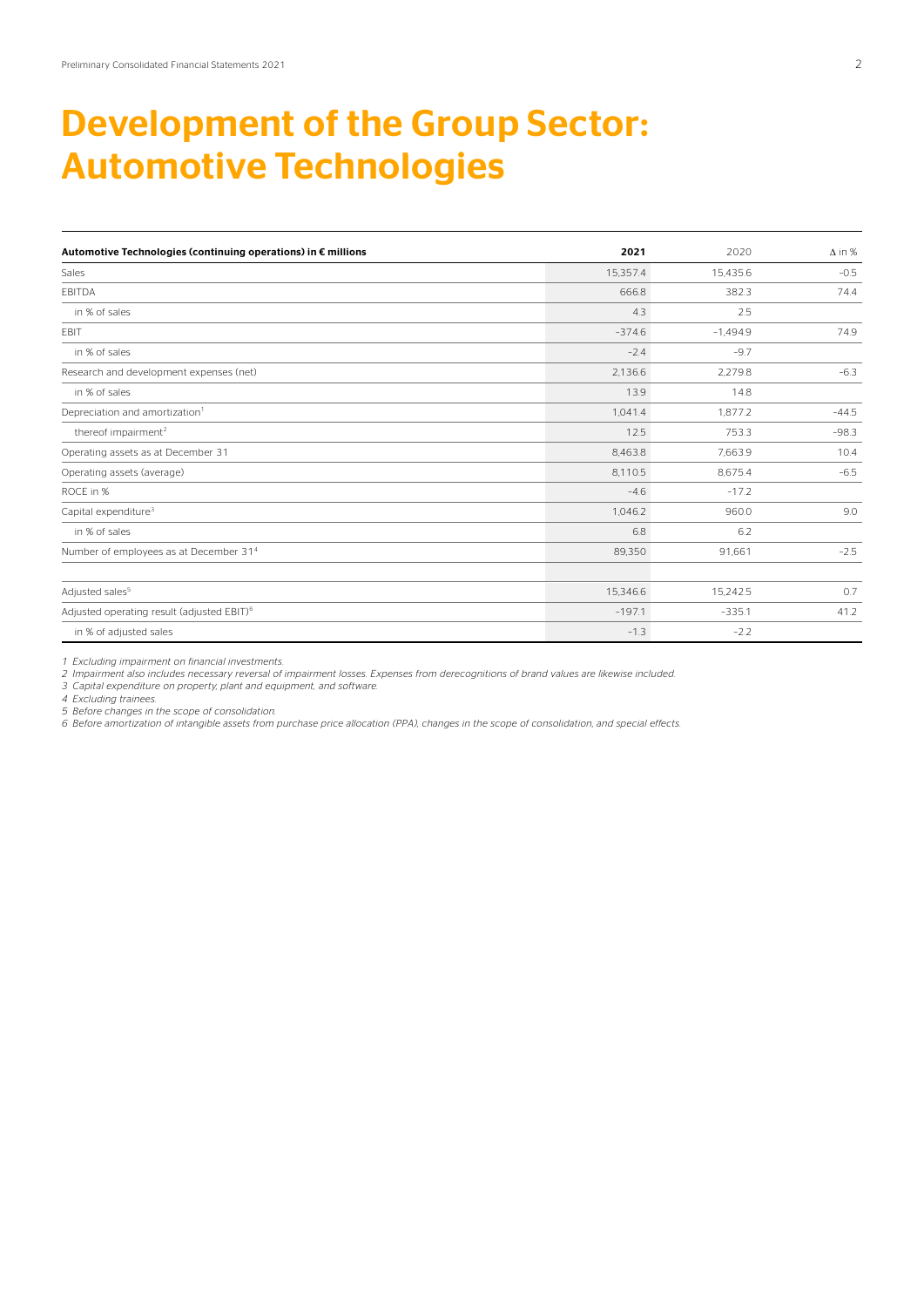# Development of the Group Sector: Automotive Technologies

| Automotive Technologies (continuing operations) in € millions | 2021 | 2020 | Δ in % |
|---|---|---|---|
| Sales | 15,357.4 | 15,435.6 | -0.5 |
| EBITDA | 666.8 | 382.3 | 74.4 |
| in % of sales | 4.3 | 2.5 | |
| EBIT | -374.6 | -1,494.9 | 74.9 |
| in % of sales | -2.4 | -9.7 | |
| Research and development expenses (net) | 2,136.6 | 2,279.8 | -6.3 |
| in % of sales | 13.9 | 14.8 | |
| Depreciation and amortization[1] | 1,041.4 | 1,877.2 | -44.5 |
| thereof impairment[2] | 12.5 | 753.3 | -98.3 |
| Operating assets as at December 31 | 8,463.8 | 7,663.9 | 10.4 |
| Operating assets (average) | 8,110.5 | 8,675.4 | -6.5 |
| ROCE in % | -4.6 | -17.2 | |
| Capital expenditure[3] | 1,046.2 | 960.0 | 9.0 |
| in % of sales | 6.8 | 6.2 | |
| Number of employees as at December 31[4] | 89,350 | 91,661 | -2.5 |
| | | | |
| Adjusted sales[5] | 15,346.6 | 15,242.5 | 0.7 |
| Adjusted operating result (adjusted EBIT)[6] | -197.1 | -335.1 | 41.2 |
| in % of adjusted sales | -1.3 | -2.2 | |

*1 Excluding impairment on financial investments.*
*2 Impairment also includes necessary reversal of impairment losses. Expenses from derecognitions of brand values are likewise included.*
*3 Capital expenditure on property, plant and equipment, and software.*
*4 Excluding trainees.*
*5 Before changes in the scope of consolidation.*
*6 Before amortization of intangible assets from purchase price allocation (PPA), changes in the scope of consolidation, and special effects.*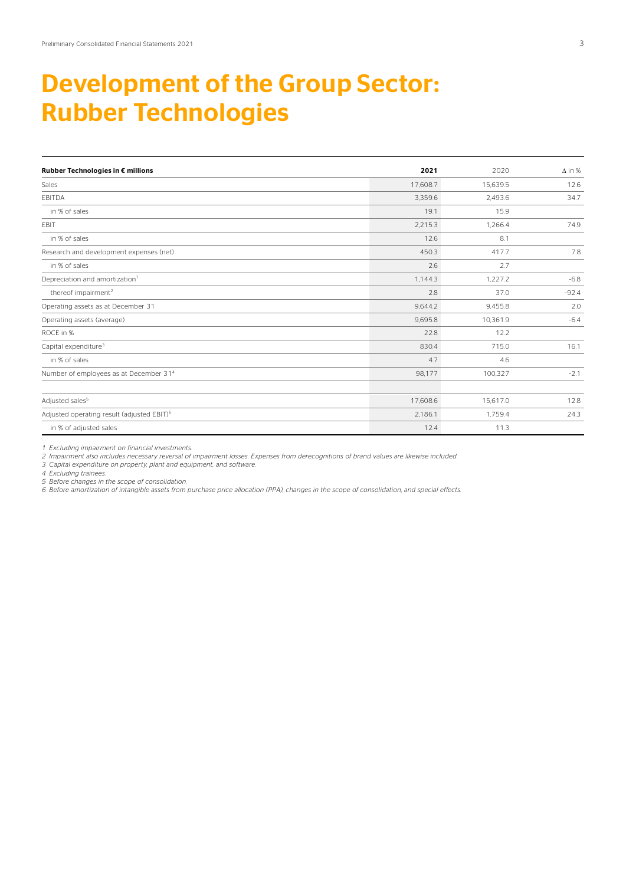# Development of the Group Sector: Rubber Technologies

| Rubber Technologies in € millions | 2021 | 2020 | Δ in % |
|---|---|---|---|
| Sales | 17,608.7 | 15,639.5 | 12.6 |
| EBITDA | 3,359.6 | 2,493.6 | 34.7 |
| in % of sales | 19.1 | 15.9 | |
| EBIT | 2,215.3 | 1,266.4 | 74.9 |
| in % of sales | 12.6 | 8.1 | |
| Research and development expenses (net) | 450.3 | 417.7 | 7.8 |
| in % of sales | 2.6 | 2.7 | |
| Depreciation and amortization[1] | 1,144.3 | 1,227.2 | -6.8 |
| thereof impairment[2] | 2.8 | 37.0 | -92.4 |
| Operating assets as at December 31 | 9,644.2 | 9,455.8 | 2.0 |
| Operating assets (average) | 9,695.8 | 10,361.9 | -6.4 |
| ROCE in % | 22.8 | 12.2 | |
| Capital expenditure[3] | 830.4 | 715.0 | 16.1 |
| in % of sales | 4.7 | 4.6 | |
| Number of employees as at December 31[4] | 98,177 | 100,327 | -2.1 |
| | | | |
| Adjusted sales[5] | 17,608.6 | 15,617.0 | 12.8 |
| Adjusted operating result (adjusted EBIT)[6] | 2,186.1 | 1,759.4 | 24.3 |
| in % of adjusted sales | 12.4 | 11.3 | |

*1 Excluding impairment on financial investments.*
*2 Impairment also includes necessary reversal of impairment losses. Expenses from derecognitions of brand values are likewise included.*
*3 Capital expenditure on property, plant and equipment, and software.*
*4 Excluding trainees.*
*5 Before changes in the scope of consolidation.*
*6 Before amortization of intangible assets from purchase price allocation (PPA), changes in the scope of consolidation, and special effects.*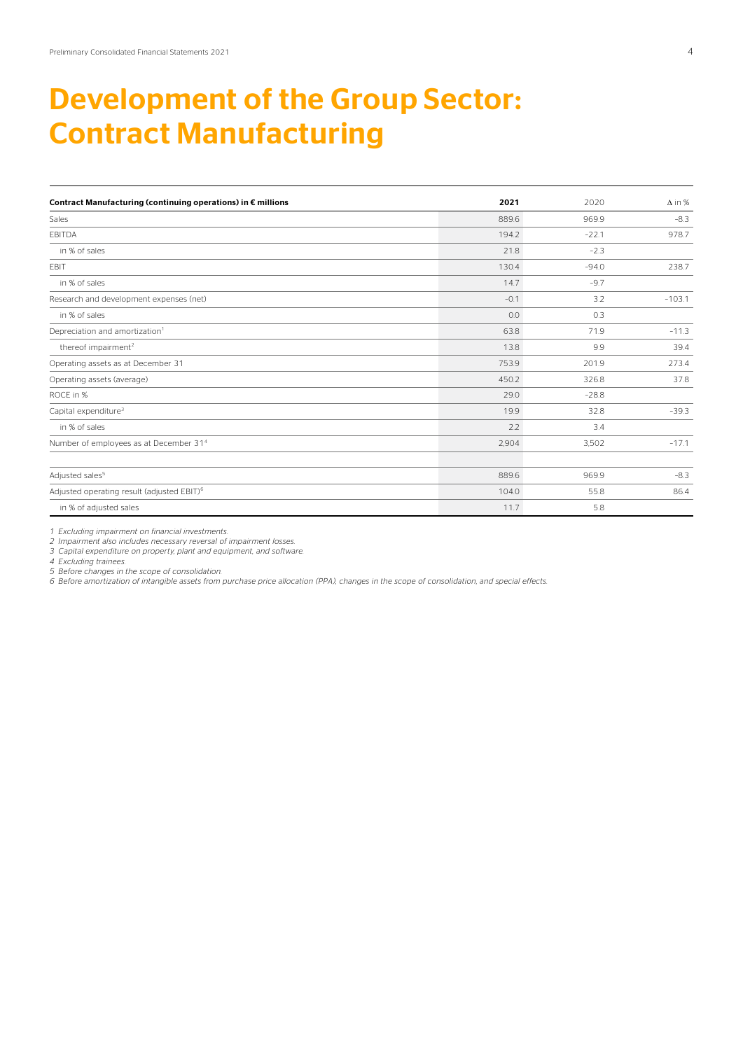# Development of the Group Sector: Contract Manufacturing

| Contract Manufacturing (continuing operations) in € millions | 2021 | 2020 | Δ in % |
|---|---|---|---|
| Sales | 889.6 | 969.9 | -8.3 |
| EBITDA | 194.2 | -22.1 | 978.7 |
| in % of sales | 21.8 | -2.3 | |
| EBIT | 130.4 | -94.0 | 238.7 |
| in % of sales | 14.7 | -9.7 | |
| Research and development expenses (net) | -0.1 | 3.2 | -103.1 |
| in % of sales | 0.0 | 0.3 | |
| Depreciation and amortization[1] | 63.8 | 71.9 | -11.3 |
| thereof impairment[2] | 13.8 | 9.9 | 39.4 |
| Operating assets as at December 31 | 753.9 | 201.9 | 273.4 |
| Operating assets (average) | 450.2 | 326.8 | 37.8 |
| ROCE in % | 29.0 | -28.8 | |
| Capital expenditure[3] | 19.9 | 32.8 | -39.3 |
| in % of sales | 2.2 | 3.4 | |
| Number of employees as at December 31[4] | 2,904 | 3,502 | -17.1 |
| | | | |
| Adjusted sales[5] | 889.6 | 969.9 | -8.3 |
| Adjusted operating result (adjusted EBIT)[6] | 104.0 | 55.8 | 86.4 |
| in % of adjusted sales | 11.7 | 5.8 | |

*1 Excluding impairment on financial investments.*
*2 Impairment also includes necessary reversal of impairment losses.*
*3 Capital expenditure on property, plant and equipment, and software.*
*4 Excluding trainees.*
*5 Before changes in the scope of consolidation.*
*6 Before amortization of intangible assets from purchase price allocation (PPA), changes in the scope of consolidation, and special effects.*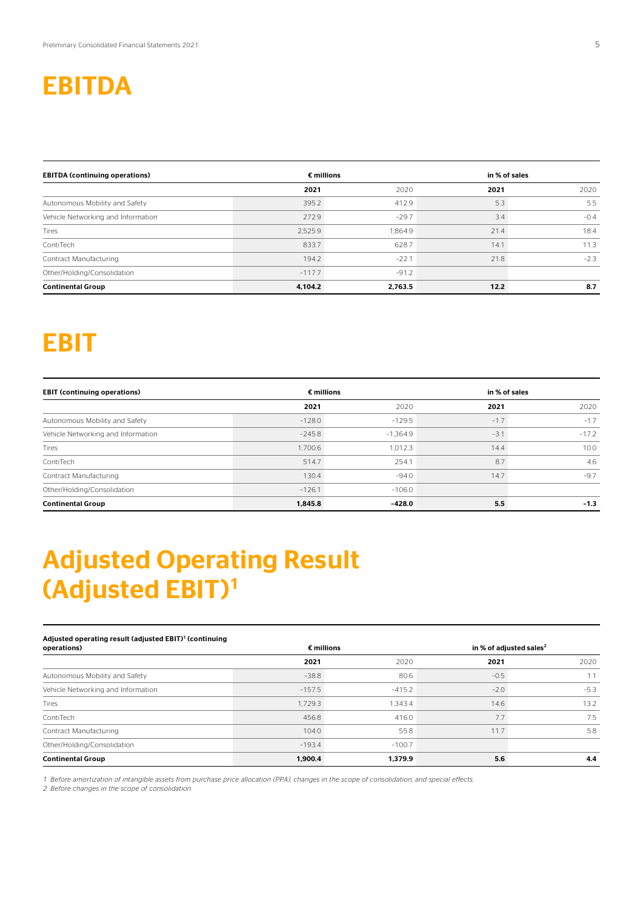# EBITDA

| EBITDA (continuing operations) | € millions | | in % of sales | |
|---|---|---|---|---|
| | **2021** | 2020 | **2021** | 2020 |
| Autonomous Mobility and Safety | 395.2 | 412.9 | 5.3 | 5.5 |
| Vehicle Networking and Information | 272.9 | –29.7 | 3.4 | –0.4 |
| Tires | 2,525.9 | 1,864.9 | 21.4 | 18.4 |
| ContiTech | 833.7 | 628.7 | 14.1 | 11.3 |
| Contract Manufacturing | 194.2 | –22.1 | 21.8 | –2.3 |
| Other/Holding/Consolidation | –117.7 | –91.2 | | |
| **Continental Group** | **4,104.2** | **2,763.5** | **12.2** | **8.7** |

# EBIT

| EBIT (continuing operations) | € millions | | in % of sales | |
|---|---|---|---|---|
| | **2021** | 2020 | **2021** | 2020 |
| Autonomous Mobility and Safety | –128.0 | –129.5 | –1.7 | –1.7 |
| Vehicle Networking and Information | –245.8 | –1,364.9 | –3.1 | –17.2 |
| Tires | 1,700.6 | 1,012.3 | 14.4 | 10.0 |
| ContiTech | 514.7 | 254.1 | 8.7 | 4.6 |
| Contract Manufacturing | 130.4 | –94.0 | 14.7 | –9.7 |
| Other/Holding/Consolidation | –126.1 | –106.0 | | |
| **Continental Group** | **1,845.8** | **–428.0** | **5.5** | **–1.3** |

# Adjusted Operating Result (Adjusted EBIT)[1]

| Adjusted operating result (adjusted EBIT)[1] (continuing operations) | € millions | | in % of adjusted sales[2] | |
|---|---|---|---|---|
| | **2021** | 2020 | **2021** | 2020 |
| Autonomous Mobility and Safety | –38.8 | 80.6 | –0.5 | 1.1 |
| Vehicle Networking and Information | –157.5 | –415.2 | –2.0 | –5.3 |
| Tires | 1,729.3 | 1,343.4 | 14.6 | 13.2 |
| ContiTech | 456.8 | 416.0 | 7.7 | 7.5 |
| Contract Manufacturing | 104.0 | 55.8 | 11.7 | 5.8 |
| Other/Holding/Consolidation | –193.4 | –100.7 | | |
| **Continental Group** | **1,900.4** | **1,379.9** | **5.6** | **4.4** |

*1 Before amortization of intangible assets from purchase price allocation (PPA), changes in the scope of consolidation, and special effects.*
*2 Before changes in the scope of consolidation.*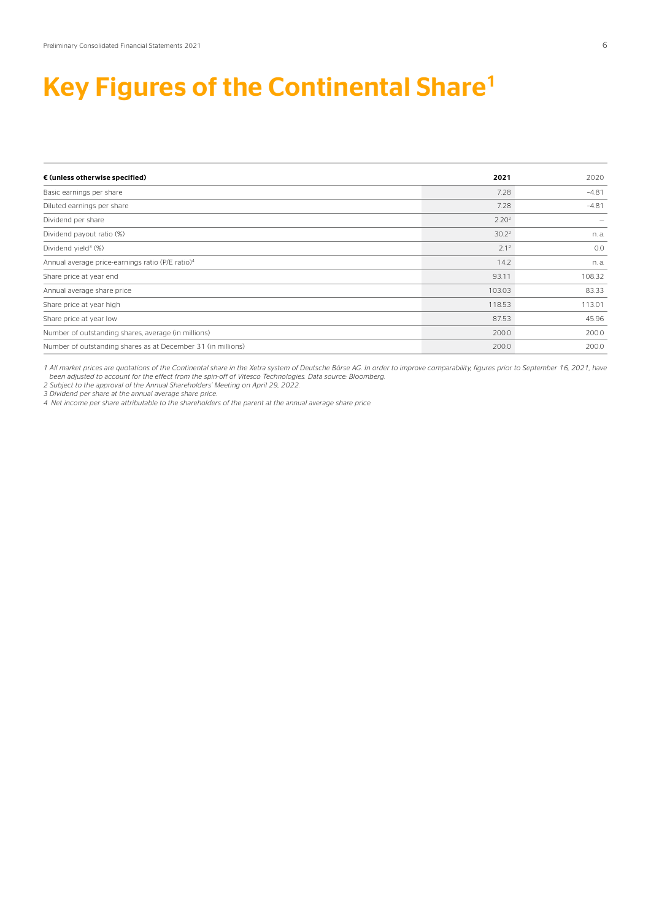# Key Figures of the Continental Share[1]

| € (unless otherwise specified) | **2021** | 2020 |
|---|---|---|
| Basic earnings per share | 7.28 | –4.81 |
| Diluted earnings per share | 7.28 | –4.81 |
| Dividend per share | 2.20[2] | – |
| Dividend payout ratio (%) | 30.2[2] | n. a. |
| Dividend yield[3] (%) | 2.1[2] | 0.0 |
| Annual average price-earnings ratio (P/E ratio)[4] | 14.2 | n. a. |
| Share price at year end | 93.11 | 108.32 |
| Annual average share price | 103.03 | 83.33 |
| Share price at year high | 118.53 | 113.01 |
| Share price at year low | 87.53 | 45.96 |
| Number of outstanding shares, average (in millions) | 200.0 | 200.0 |
| Number of outstanding shares as at December 31 (in millions) | 200.0 | 200.0 |

*1 All market prices are quotations of the Continental share in the Xetra system of Deutsche Börse AG. In order to improve comparability, figures prior to September 16, 2021, have been adjusted to account for the effect from the spin-off of Vitesco Technologies. Data source: Bloomberg.*
*2 Subject to the approval of the Annual Shareholders' Meeting on April 29, 2022.*
*3 Dividend per share at the annual average share price.*
*4 Net income per share attributable to the shareholders of the parent at the annual average share price.*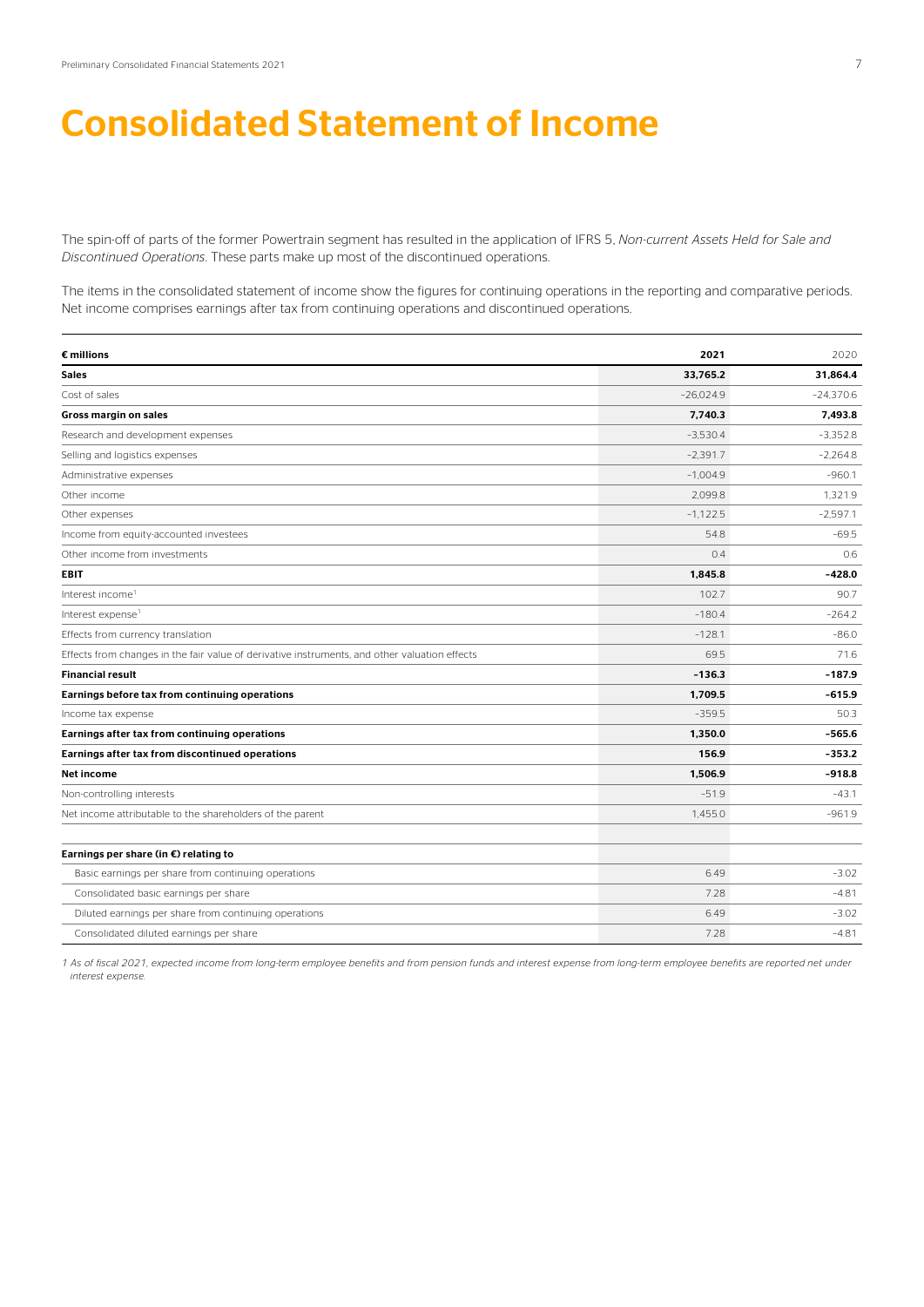# Consolidated Statement of Income

The spin-off of parts of the former Powertrain segment has resulted in the application of IFRS 5, *Non-current Assets Held for Sale and Discontinued Operations*. These parts make up most of the discontinued operations.

The items in the consolidated statement of income show the figures for continuing operations in the reporting and comparative periods. Net income comprises earnings after tax from continuing operations and discontinued operations.

| **€ millions** | **2021** | 2020 |
|---|---|---|
| **Sales** | **33,765.2** | **31,864.4** |
| Cost of sales | -26,024.9 | -24,370.6 |
| **Gross margin on sales** | **7,740.3** | **7,493.8** |
| Research and development expenses | -3,530.4 | -3,352.8 |
| Selling and logistics expenses | -2,391.7 | -2,264.8 |
| Administrative expenses | -1,004.9 | -960.1 |
| Other income | 2,099.8 | 1,321.9 |
| Other expenses | -1,122.5 | -2,597.1 |
| Income from equity-accounted investees | 54.8 | -69.5 |
| Other income from investments | 0.4 | 0.6 |
| **EBIT** | **1,845.8** | **-428.0** |
| Interest income[1] | 102.7 | 90.7 |
| Interest expense[1] | -180.4 | -264.2 |
| Effects from currency translation | -128.1 | -86.0 |
| Effects from changes in the fair value of derivative instruments, and other valuation effects | 69.5 | 71.6 |
| **Financial result** | **-136.3** | **-187.9** |
| **Earnings before tax from continuing operations** | **1,709.5** | **-615.9** |
| Income tax expense | -359.5 | 50.3 |
| **Earnings after tax from continuing operations** | **1,350.0** | **-565.6** |
| **Earnings after tax from discontinued operations** | **156.9** | **-353.2** |
| **Net income** | **1,506.9** | **-918.8** |
| Non-controlling interests | -51.9 | -43.1 |
| Net income attributable to the shareholders of the parent | 1,455.0 | -961.9 |
| | | |
| **Earnings per share (in €) relating to** | | |
| Basic earnings per share from continuing operations | 6.49 | -3.02 |
| Consolidated basic earnings per share | 7.28 | -4.81 |
| Diluted earnings per share from continuing operations | 6.49 | -3.02 |
| Consolidated diluted earnings per share | 7.28 | -4.81 |

*1 As of fiscal 2021, expected income from long-term employee benefits and from pension funds and interest expense from long-term employee benefits are reported net under interest expense.*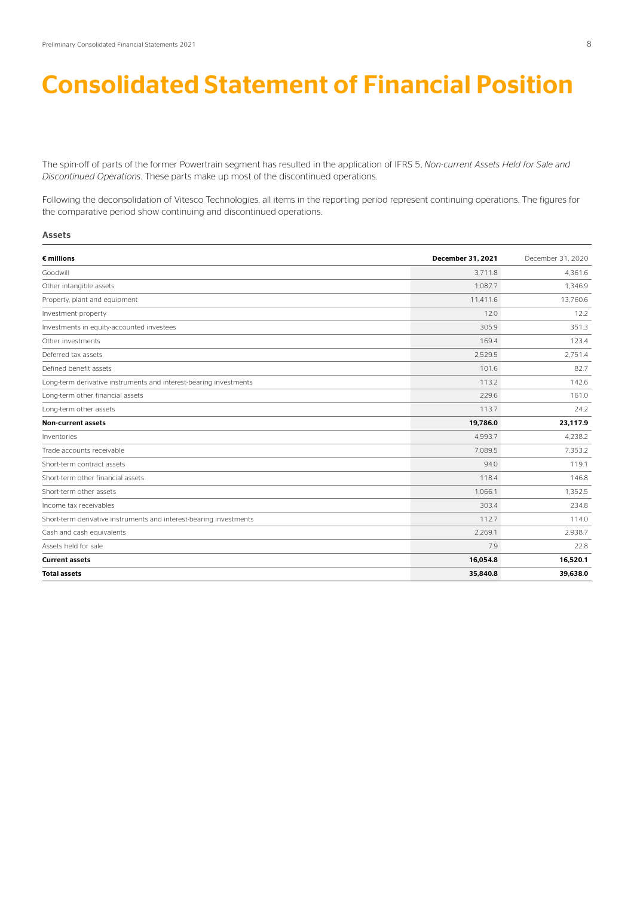# Consolidated Statement of Financial Position

The spin-off of parts of the former Powertrain segment has resulted in the application of IFRS 5, *Non-current Assets Held for Sale and Discontinued Operations*. These parts make up most of the discontinued operations.

Following the deconsolidation of Vitesco Technologies, all items in the reporting period represent continuing operations. The figures for the comparative period show continuing and discontinued operations.

### Assets

| **€ millions** | **December 31, 2021** | December 31, 2020 |
|---|---|---|
| Goodwill | 3,711.8 | 4,361.6 |
| Other intangible assets | 1,087.7 | 1,346.9 |
| Property, plant and equipment | 11,411.6 | 13,760.6 |
| Investment property | 12.0 | 12.2 |
| Investments in equity-accounted investees | 305.9 | 351.3 |
| Other investments | 169.4 | 123.4 |
| Deferred tax assets | 2,529.5 | 2,751.4 |
| Defined benefit assets | 101.6 | 82.7 |
| Long-term derivative instruments and interest-bearing investments | 113.2 | 142.6 |
| Long-term other financial assets | 229.6 | 161.0 |
| Long-term other assets | 113.7 | 24.2 |
| **Non-current assets** | **19,786.0** | **23,117.9** |
| Inventories | 4,993.7 | 4,238.2 |
| Trade accounts receivable | 7,089.5 | 7,353.2 |
| Short-term contract assets | 94.0 | 119.1 |
| Short-term other financial assets | 118.4 | 146.8 |
| Short-term other assets | 1,066.1 | 1,352.5 |
| Income tax receivables | 303.4 | 234.8 |
| Short-term derivative instruments and interest-bearing investments | 112.7 | 114.0 |
| Cash and cash equivalents | 2,269.1 | 2,938.7 |
| Assets held for sale | 7.9 | 22.8 |
| **Current assets** | **16,054.8** | **16,520.1** |
| **Total assets** | **35,840.8** | **39,638.0** |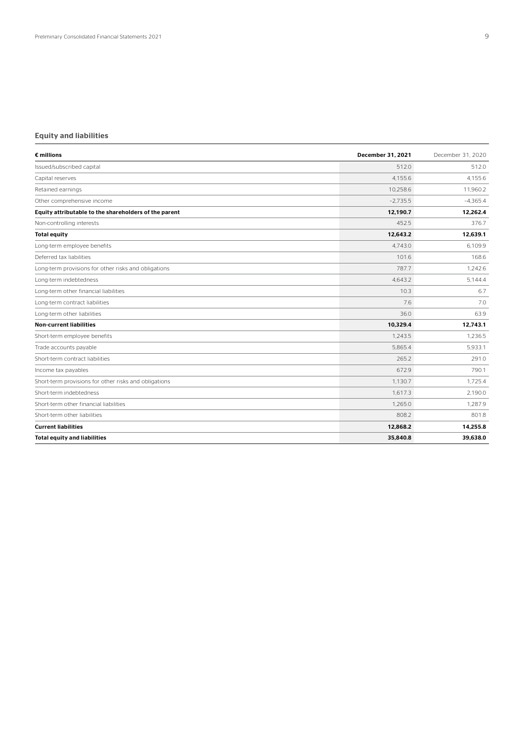## Equity and liabilities

| € millions | December 31, 2021 | December 31, 2020 |
|---|---|---|
| Issued/subscribed capital | 512.0 | 512.0 |
| Capital reserves | 4,155.6 | 4,155.6 |
| Retained earnings | 10,258.6 | 11,960.2 |
| Other comprehensive income | –2,735.5 | –4,365.4 |
| **Equity attributable to the shareholders of the parent** | **12,190.7** | **12,262.4** |
| Non-controlling interests | 452.5 | 376.7 |
| **Total equity** | **12,643.2** | **12,639.1** |
| Long-term employee benefits | 4,743.0 | 6,109.9 |
| Deferred tax liabilities | 101.6 | 168.6 |
| Long-term provisions for other risks and obligations | 787.7 | 1,242.6 |
| Long-term indebtedness | 4,643.2 | 5,144.4 |
| Long-term other financial liabilities | 10.3 | 6.7 |
| Long-term contract liabilities | 7.6 | 7.0 |
| Long-term other liabilities | 36.0 | 63.9 |
| **Non-current liabilities** | **10,329.4** | **12,743.1** |
| Short-term employee benefits | 1,243.5 | 1,236.5 |
| Trade accounts payable | 5,865.4 | 5,933.1 |
| Short-term contract liabilities | 265.2 | 291.0 |
| Income tax payables | 672.9 | 790.1 |
| Short-term provisions for other risks and obligations | 1,130.7 | 1,725.4 |
| Short-term indebtedness | 1,617.3 | 2,190.0 |
| Short-term other financial liabilities | 1,265.0 | 1,287.9 |
| Short-term other liabilities | 808.2 | 801.8 |
| **Current liabilities** | **12,868.2** | **14,255.8** |
| **Total equity and liabilities** | **35,840.8** | **39,638.0** |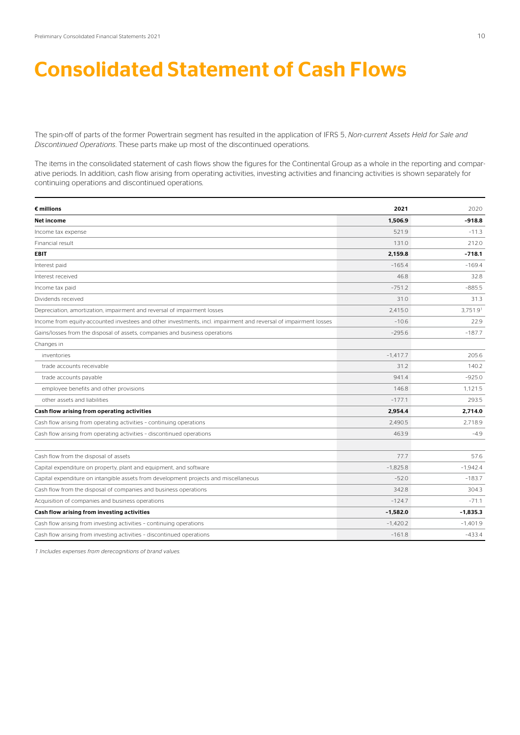# Consolidated Statement of Cash Flows

The spin-off of parts of the former Powertrain segment has resulted in the application of IFRS 5, *Non-current Assets Held for Sale and Discontinued Operations*. These parts make up most of the discontinued operations.

The items in the consolidated statement of cash flows show the figures for the Continental Group as a whole in the reporting and comparative periods. In addition, cash flow arising from operating activities, investing activities and financing activities is shown separately for continuing operations and discontinued operations.

| **€ millions** | **2021** | 2020 |
|---|---|---|
| **Net income** | **1,506.9** | **-918.8** |
| Income tax expense | 521.9 | -11.3 |
| Financial result | 131.0 | 212.0 |
| **EBIT** | **2,159.8** | **-718.1** |
| Interest paid | -165.4 | -169.4 |
| Interest received | 46.8 | 32.8 |
| Income tax paid | -751.2 | -885.5 |
| Dividends received | 31.0 | 31.3 |
| Depreciation, amortization, impairment and reversal of impairment losses | 2,415.0 | 3,751.9[1] |
| Income from equity-accounted investees and other investments, incl. impairment and reversal of impairment losses | -10.6 | 22.9 |
| Gains/losses from the disposal of assets, companies and business operations | -295.6 | -187.7 |
| Changes in | | |
| inventories | -1,417.7 | 205.6 |
| trade accounts receivable | 31.2 | 140.2 |
| trade accounts payable | 941.4 | -925.0 |
| employee benefits and other provisions | 146.8 | 1,121.5 |
| other assets and liabilities | -177.1 | 293.5 |
| **Cash flow arising from operating activities** | **2,954.4** | **2,714.0** |
| Cash flow arising from operating activities – continuing operations | 2,490.5 | 2,718.9 |
| Cash flow arising from operating activities – discontinued operations | 463.9 | -4.9 |
| | | |
| Cash flow from the disposal of assets | 77.7 | 57.6 |
| Capital expenditure on property, plant and equipment, and software | -1,825.8 | -1,942.4 |
| Capital expenditure on intangible assets from development projects and miscellaneous | -52.0 | -183.7 |
| Cash flow from the disposal of companies and business operations | 342.8 | 304.3 |
| Acquisition of companies and business operations | -124.7 | -71.1 |
| **Cash flow arising from investing activities** | **-1,582.0** | **-1,835.3** |
| Cash flow arising from investing activities – continuing operations | -1,420.2 | -1,401.9 |
| Cash flow arising from investing activities – discontinued operations | -161.8 | -433.4 |

*1 Includes expenses from derecognitions of brand values.*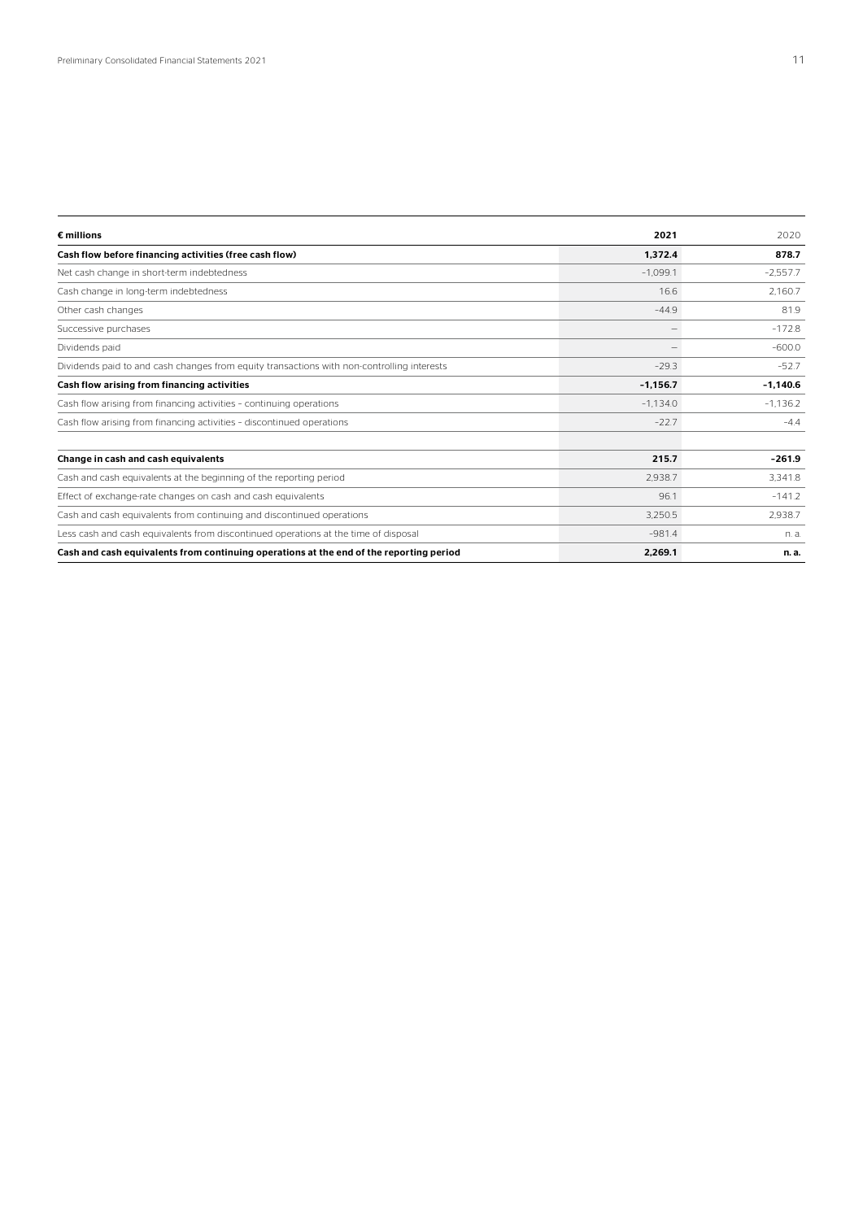| **€ millions** | **2021** | 2020 |
|---|---|---|
| **Cash flow before financing activities (free cash flow)** | **1,372.4** | **878.7** |
| Net cash change in short-term indebtedness | –1,099.1 | –2,557.7 |
| Cash change in long-term indebtedness | 16.6 | 2,160.7 |
| Other cash changes | –44.9 | 81.9 |
| Successive purchases | — | –172.8 |
| Dividends paid | — | –600.0 |
| Dividends paid to and cash changes from equity transactions with non-controlling interests | –29.3 | –52.7 |
| **Cash flow arising from financing activities** | **–1,156.7** | **–1,140.6** |
| Cash flow arising from financing activities – continuing operations | –1,134.0 | –1,136.2 |
| Cash flow arising from financing activities – discontinued operations | –22.7 | –4.4 |
| | | |
| **Change in cash and cash equivalents** | **215.7** | **–261.9** |
| Cash and cash equivalents at the beginning of the reporting period | 2,938.7 | 3,341.8 |
| Effect of exchange-rate changes on cash and cash equivalents | 96.1 | –141.2 |
| Cash and cash equivalents from continuing and discontinued operations | 3,250.5 | 2,938.7 |
| Less cash and cash equivalents from discontinued operations at the time of disposal | –981.4 | n. a. |
| **Cash and cash equivalents from continuing operations at the end of the reporting period** | **2,269.1** | **n. a.** |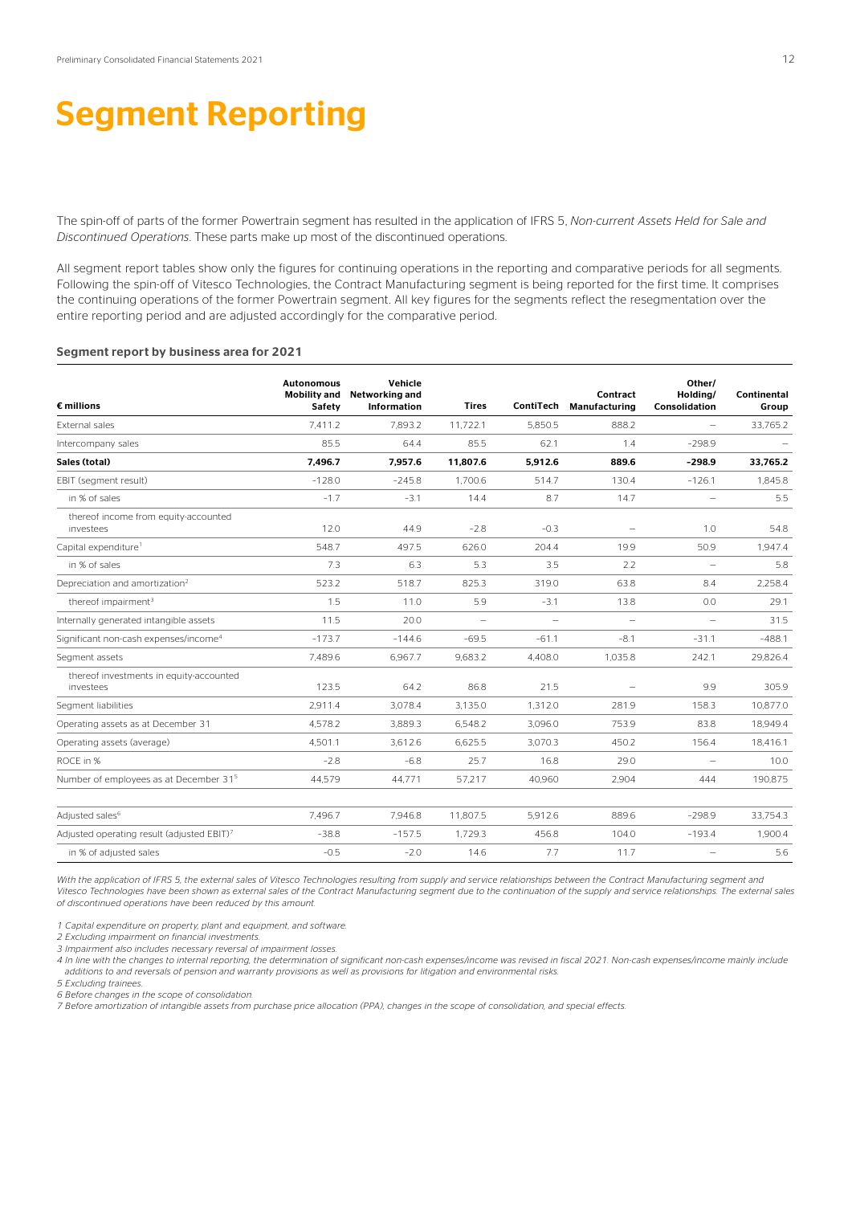# Segment Reporting

The spin-off of parts of the former Powertrain segment has resulted in the application of IFRS 5, *Non-current Assets Held for Sale and Discontinued Operations*. These parts make up most of the discontinued operations.

All segment report tables show only the figures for continuing operations in the reporting and comparative periods for all segments. Following the spin-off of Vitesco Technologies, the Contract Manufacturing segment is being reported for the first time. It comprises the continuing operations of the former Powertrain segment. All key figures for the segments reflect the resegmentation over the entire reporting period and are adjusted accordingly for the comparative period.

### Segment report by business area for 2021

| € millions | Autonomous Mobility and Safety | Vehicle Networking and Information | Tires | ContiTech | Contract Manufacturing | Other/ Holding/ Consolidation | Continental Group |
|---|---|---|---|---|---|---|---|
| External sales | 7,411.2 | 7,893.2 | 11,722.1 | 5,850.5 | 888.2 | – | 33,765.2 |
| Intercompany sales | 85.5 | 64.4 | 85.5 | 62.1 | 1.4 | -298.9 | – |
| **Sales (total)** | **7,496.7** | **7,957.6** | **11,807.6** | **5,912.6** | **889.6** | **-298.9** | **33,765.2** |
| EBIT (segment result) | -128.0 | -245.8 | 1,700.6 | 514.7 | 130.4 | -126.1 | 1,845.8 |
| in % of sales | -1.7 | -3.1 | 14.4 | 8.7 | 14.7 | – | 5.5 |
| thereof income from equity-accounted investees | 12.0 | 44.9 | -2.8 | -0.3 | – | 1.0 | 54.8 |
| Capital expenditure[1] | 548.7 | 497.5 | 626.0 | 204.4 | 19.9 | 50.9 | 1,947.4 |
| in % of sales | 7.3 | 6.3 | 5.3 | 3.5 | 2.2 | – | 5.8 |
| Depreciation and amortization[2] | 523.2 | 518.7 | 825.3 | 319.0 | 63.8 | 8.4 | 2,258.4 |
| thereof impairment[3] | 1.5 | 11.0 | 5.9 | -3.1 | 13.8 | 0.0 | 29.1 |
| Internally generated intangible assets | 11.5 | 20.0 | – | – | – | – | 31.5 |
| Significant non-cash expenses/income[4] | -173.7 | -144.6 | -69.5 | -61.1 | -8.1 | -31.1 | -488.1 |
| Segment assets | 7,489.6 | 6,967.7 | 9,683.2 | 4,408.0 | 1,035.8 | 242.1 | 29,826.4 |
| thereof investments in equity-accounted investees | 123.5 | 64.2 | 86.8 | 21.5 | – | 9.9 | 305.9 |
| Segment liabilities | 2,911.4 | 3,078.4 | 3,135.0 | 1,312.0 | 281.9 | 158.3 | 10,877.0 |
| Operating assets as at December 31 | 4,578.2 | 3,889.3 | 6,548.2 | 3,096.0 | 753.9 | 83.8 | 18,949.4 |
| Operating assets (average) | 4,501.1 | 3,612.6 | 6,625.5 | 3,070.3 | 450.2 | 156.4 | 18,416.1 |
| ROCE in % | -2.8 | -6.8 | 25.7 | 16.8 | 29.0 | – | 10.0 |
| Number of employees as at December 31[5] | 44,579 | 44,771 | 57,217 | 40,960 | 2,904 | 444 | 190,875 |
| | | | | | | | |
| Adjusted sales[6] | 7,496.7 | 7,946.8 | 11,807.5 | 5,912.6 | 889.6 | -298.9 | 33,754.3 |
| Adjusted operating result (adjusted EBIT)[7] | -38.8 | -157.5 | 1,729.3 | 456.8 | 104.0 | -193.4 | 1,900.4 |
| in % of adjusted sales | -0.5 | -2.0 | 14.6 | 7.7 | 11.7 | – | 5.6 |

*With the application of IFRS 5, the external sales of Vitesco Technologies resulting from supply and service relationships between the Contract Manufacturing segment and Vitesco Technologies have been shown as external sales of the Contract Manufacturing segment due to the continuation of the supply and service relationships. The external sales of discontinued operations have been reduced by this amount.*

*1 Capital expenditure on property, plant and equipment, and software.*
*2 Excluding impairment on financial investments.*
*3 Impairment also includes necessary reversal of impairment losses.*
*4 In line with the changes to internal reporting, the determination of significant non-cash expenses/income was revised in fiscal 2021. Non-cash expenses/income mainly include additions to and reversals of pension and warranty provisions as well as provisions for litigation and environmental risks.*
*5 Excluding trainees.*
*6 Before changes in the scope of consolidation.*
*7 Before amortization of intangible assets from purchase price allocation (PPA), changes in the scope of consolidation, and special effects.*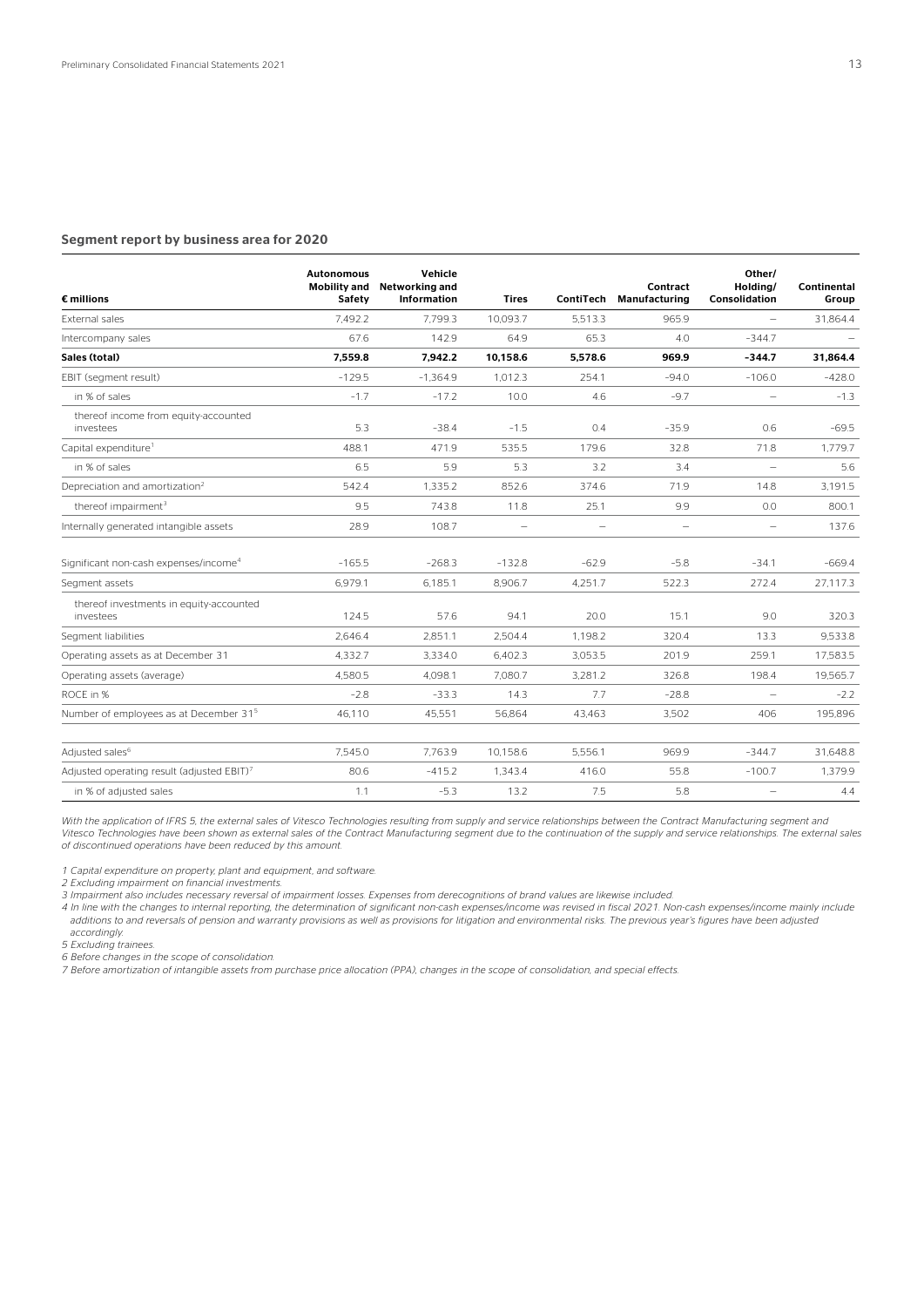### Segment report by business area for 2020

| € millions | Autonomous Mobility and Safety | Vehicle Networking and Information | Tires | ContiTech | Contract Manufacturing | Other/ Holding/ Consolidation | Continental Group |
|---|---|---|---|---|---|---|---|
| External sales | 7,492.2 | 7,799.3 | 10,093.7 | 5,513.3 | 965.9 | – | 31,864.4 |
| Intercompany sales | 67.6 | 142.9 | 64.9 | 65.3 | 4.0 | -344.7 | – |
| **Sales (total)** | **7,559.8** | **7,942.2** | **10,158.6** | **5,578.6** | **969.9** | **-344.7** | **31,864.4** |
| EBIT (segment result) | -129.5 | -1,364.9 | 1,012.3 | 254.1 | -94.0 | -106.0 | -428.0 |
| in % of sales | -1.7 | -17.2 | 10.0 | 4.6 | -9.7 | – | -1.3 |
| thereof income from equity-accounted investees | 5.3 | -38.4 | -1.5 | 0.4 | -35.9 | 0.6 | -69.5 |
| Capital expenditure[1] | 488.1 | 471.9 | 535.5 | 179.6 | 32.8 | 71.8 | 1,779.7 |
| in % of sales | 6.5 | 5.9 | 5.3 | 3.2 | 3.4 | – | 5.6 |
| Depreciation and amortization[2] | 542.4 | 1,335.2 | 852.6 | 374.6 | 71.9 | 14.8 | 3,191.5 |
| thereof impairment[3] | 9.5 | 743.8 | 11.8 | 25.1 | 9.9 | 0.0 | 800.1 |
| Internally generated intangible assets | 28.9 | 108.7 | – | – | – | – | 137.6 |
| Significant non-cash expenses/income[4] | -165.5 | -268.3 | -132.8 | -62.9 | -5.8 | -34.1 | -669.4 |
| Segment assets | 6,979.1 | 6,185.1 | 8,906.7 | 4,251.7 | 522.3 | 272.4 | 27,117.3 |
| thereof investments in equity-accounted investees | 124.5 | 57.6 | 94.1 | 20.0 | 15.1 | 9.0 | 320.3 |
| Segment liabilities | 2,646.4 | 2,851.1 | 2,504.4 | 1,198.2 | 320.4 | 13.3 | 9,533.8 |
| Operating assets as at December 31 | 4,332.7 | 3,334.0 | 6,402.3 | 3,053.5 | 201.9 | 259.1 | 17,583.5 |
| Operating assets (average) | 4,580.5 | 4,098.1 | 7,080.7 | 3,281.2 | 326.8 | 198.4 | 19,565.7 |
| ROCE in % | -2.8 | -33.3 | 14.3 | 7.7 | -28.8 | – | -2.2 |
| Number of employees as at December 31[5] | 46,110 | 45,551 | 56,864 | 43,463 | 3,502 | 406 | 195,896 |
| Adjusted sales[6] | 7,545.0 | 7,763.9 | 10,158.6 | 5,556.1 | 969.9 | -344.7 | 31,648.8 |
| Adjusted operating result (adjusted EBIT)[7] | 80.6 | -415.2 | 1,343.4 | 416.0 | 55.8 | -100.7 | 1,379.9 |
| in % of adjusted sales | 1.1 | -5.3 | 13.2 | 7.5 | 5.8 | – | 4.4 |

*With the application of IFRS 5, the external sales of Vitesco Technologies resulting from supply and service relationships between the Contract Manufacturing segment and Vitesco Technologies have been shown as external sales of the Contract Manufacturing segment due to the continuation of the supply and service relationships. The external sales of discontinued operations have been reduced by this amount.*

*1 Capital expenditure on property, plant and equipment, and software.*
*2 Excluding impairment on financial investments.*
*3 Impairment also includes necessary reversal of impairment losses. Expenses from derecognitions of brand values are likewise included.*
*4 In line with the changes to internal reporting, the determination of significant non-cash expenses/income was revised in fiscal 2021. Non-cash expenses/income mainly include additions to and reversals of pension and warranty provisions as well as provisions for litigation and environmental risks. The previous year's figures have been adjusted accordingly.*
*5 Excluding trainees.*
*6 Before changes in the scope of consolidation.*
*7 Before amortization of intangible assets from purchase price allocation (PPA), changes in the scope of consolidation, and special effects.*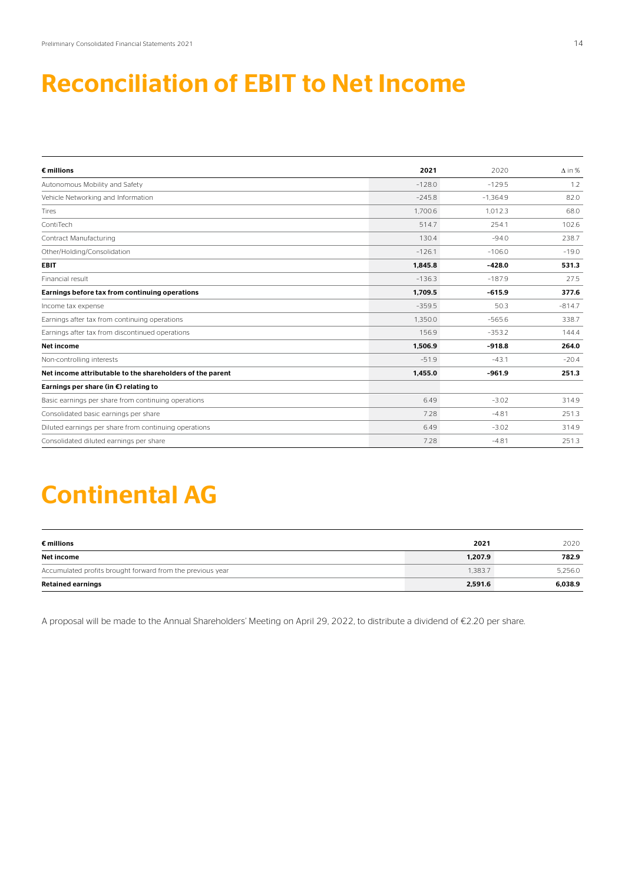# Reconciliation of EBIT to Net Income

| € millions | 2021 | 2020 | Δ in % |
|---|---|---|---|
| Autonomous Mobility and Safety | -128.0 | -129.5 | 1.2 |
| Vehicle Networking and Information | -245.8 | -1,364.9 | 82.0 |
| Tires | 1,700.6 | 1,012.3 | 68.0 |
| ContiTech | 514.7 | 254.1 | 102.6 |
| Contract Manufacturing | 130.4 | -94.0 | 238.7 |
| Other/Holding/Consolidation | -126.1 | -106.0 | -19.0 |
| **EBIT** | **1,845.8** | **-428.0** | **531.3** |
| Financial result | -136.3 | -187.9 | 27.5 |
| **Earnings before tax from continuing operations** | **1,709.5** | **-615.9** | **377.6** |
| Income tax expense | -359.5 | 50.3 | -814.7 |
| Earnings after tax from continuing operations | 1,350.0 | -565.6 | 338.7 |
| Earnings after tax from discontinued operations | 156.9 | -353.2 | 144.4 |
| **Net income** | **1,506.9** | **-918.8** | **264.0** |
| Non-controlling interests | -51.9 | -43.1 | -20.4 |
| **Net income attributable to the shareholders of the parent** | **1,455.0** | **-961.9** | **251.3** |
| **Earnings per share (in €) relating to** | | | |
| Basic earnings per share from continuing operations | 6.49 | -3.02 | 314.9 |
| Consolidated basic earnings per share | 7.28 | -4.81 | 251.3 |
| Diluted earnings per share from continuing operations | 6.49 | -3.02 | 314.9 |
| Consolidated diluted earnings per share | 7.28 | -4.81 | 251.3 |

# Continental AG

| € millions | 2021 | 2020 |
|---|---|---|
| **Net income** | **1,207.9** | **782.9** |
| Accumulated profits brought forward from the previous year | 1,383.7 | 5,256.0 |
| **Retained earnings** | **2,591.6** | **6,038.9** |

A proposal will be made to the Annual Shareholders' Meeting on April 29, 2022, to distribute a dividend of €2.20 per share.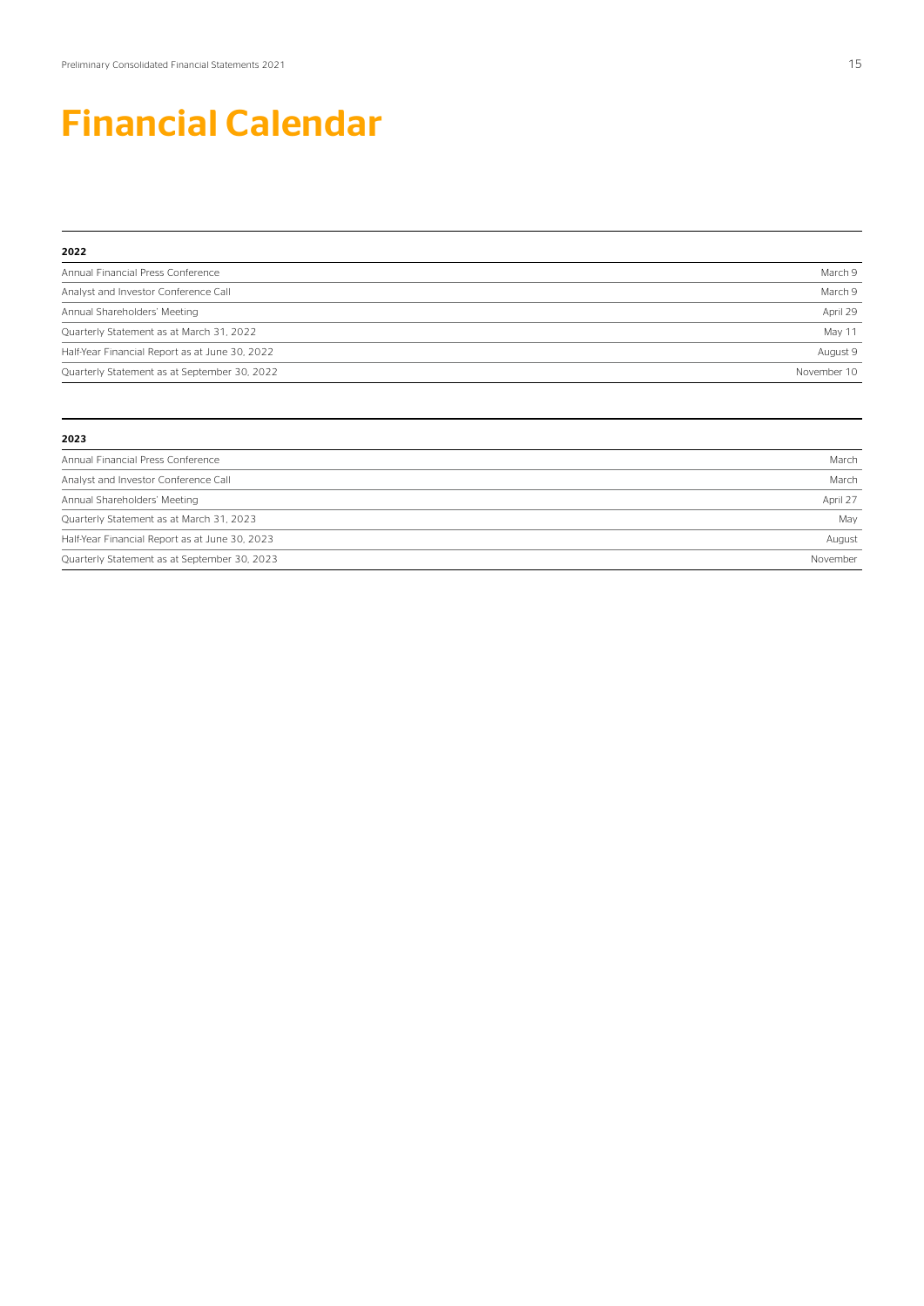# Financial Calendar

| 2022 | |
|---|---|
| Annual Financial Press Conference | March 9 |
| Analyst and Investor Conference Call | March 9 |
| Annual Shareholders' Meeting | April 29 |
| Quarterly Statement as at March 31, 2022 | May 11 |
| Half-Year Financial Report as at June 30, 2022 | August 9 |
| Quarterly Statement as at September 30, 2022 | November 10 |

| 2023 | |
|---|---|
| Annual Financial Press Conference | March |
| Analyst and Investor Conference Call | March |
| Annual Shareholders' Meeting | April 27 |
| Quarterly Statement as at March 31, 2023 | May |
| Half-Year Financial Report as at June 30, 2023 | August |
| Quarterly Statement as at September 30, 2023 | November |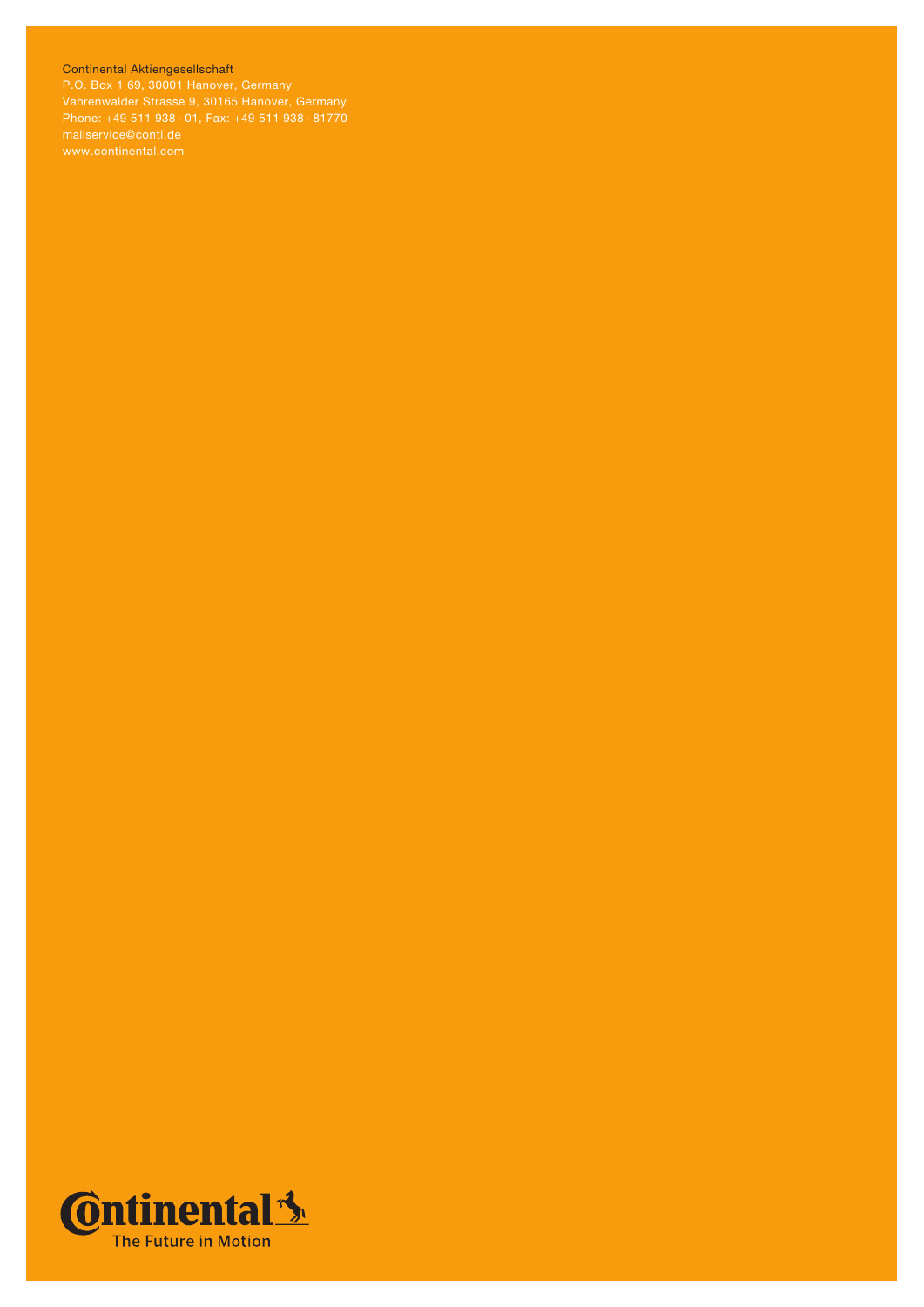Continental Aktiengesellschaft
P.O. Box 1 69, 30001 Hanover, Germany
Vahrenwalder Strasse 9, 30165 Hanover, Germany
Phone: +49 511 938 - 01, Fax: +49 511 938 - 81770
mailservice@conti.de
www.continental.com

Continental
The Future in Motion